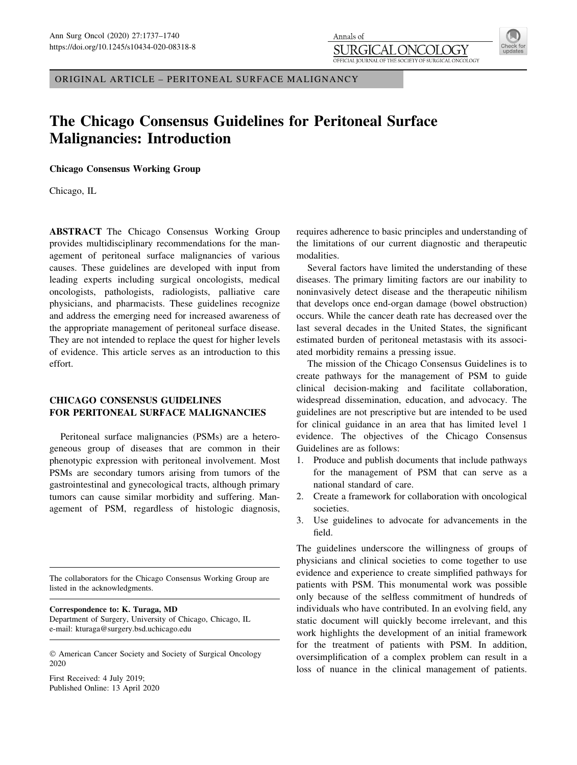ORIGINAL ARTICLE – PERITONEAL SURFACE MALIGNANCY

# The Chicago Consensus Guidelines for Peritoneal Surface Malignancies: Introduction

**Chicago Consensus Working Group**

Chicago, IL

**ABSTRACT** The Chicago Consensus Working Group provides multidisciplinary recommendations for the management of peritoneal surface malignancies of various causes. These guidelines are developed with input from leading experts including surgical oncologists, medical oncologists, pathologists, radiologists, palliative care physicians, and pharmacists. These guidelines recognize and address the emerging need for increased awareness of the appropriate management of peritoneal surface disease. They are not intended to replace the quest for higher levels of evidence. This article serves as an introduction to this effort.

## CHICAGO CONSENSUS GUIDELINES FOR PERITONEAL SURFACE MALIGNANCIES

Peritoneal surface malignancies (PSMs) are a heterogeneous group of diseases that are common in their phenotypic expression with peritoneal involvement. Most PSMs are secondary tumors arising from tumors of the gastrointestinal and gynecological tracts, although primary tumors can cause similar morbidity and suffering. Management of PSM, regardless of histologic diagnosis, requires adherence to basic principles and understanding of the limitations of our current diagnostic and therapeutic modalities.

Several factors have limited the understanding of these diseases. The primary limiting factors are our inability to noninvasively detect disease and the therapeutic nihilism that develops once end-organ damage (bowel obstruction) occurs. While the cancer death rate has decreased over the last several decades in the United States, the significant estimated burden of peritoneal metastasis with its associated morbidity remains a pressing issue.

The mission of the Chicago Consensus Guidelines is to create pathways for the management of PSM to guide clinical decision-making and facilitate collaboration, widespread dissemination, education, and advocacy. The guidelines are not prescriptive but are intended to be used for clinical guidance in an area that has limited level 1 evidence. The objectives of the Chicago Consensus Guidelines are as follows:

1. Produce and publish documents that include pathways for the management of PSM that can serve as a national standard of care.
2. Create a framework for collaboration with oncological societies.
3. Use guidelines to advocate for advancements in the field.

The guidelines underscore the willingness of groups of physicians and clinical societies to come together to use evidence and experience to create simplified pathways for patients with PSM. This monumental work was possible only because of the selfless commitment of hundreds of individuals who have contributed. In an evolving field, any static document will quickly become irrelevant, and this work highlights the development of an initial framework for the treatment of patients with PSM. In addition, oversimplification of a complex problem can result in a loss of nuance in the clinical management of patients.

---

The collaborators for the Chicago Consensus Working Group are listed in the acknowledgments.

**Correspondence to: K. Turaga, MD**
Department of Surgery, University of Chicago, Chicago, IL
e-mail: kturaga@surgery.bsd.uchicago.edu

© American Cancer Society and Society of Surgical Oncology 2020

First Received: 4 July 2019;
Published Online: 13 April 2020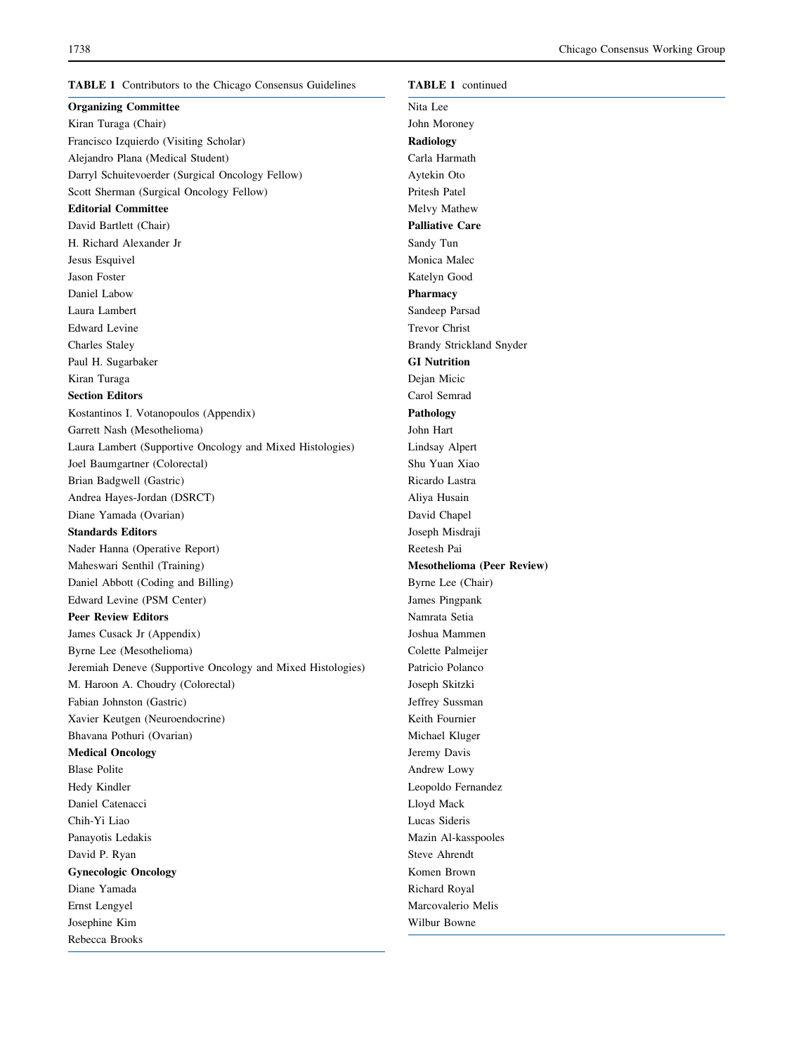**TABLE 1** Contributors to the Chicago Consensus Guidelines

| |
|---|
| **Organizing Committee** |
| Kiran Turaga (Chair) |
| Francisco Izquierdo (Visiting Scholar) |
| Alejandro Plana (Medical Student) |
| Darryl Schuitevoerder (Surgical Oncology Fellow) |
| Scott Sherman (Surgical Oncology Fellow) |
| **Editorial Committee** |
| David Bartlett (Chair) |
| H. Richard Alexander Jr |
| Jesus Esquivel |
| Jason Foster |
| Daniel Labow |
| Laura Lambert |
| Edward Levine |
| Charles Staley |
| Paul H. Sugarbaker |
| Kiran Turaga |
| **Section Editors** |
| Kostantinos I. Votanopoulos (Appendix) |
| Garrett Nash (Mesothelioma) |
| Laura Lambert (Supportive Oncology and Mixed Histologies) |
| Joel Baumgartner (Colorectal) |
| Brian Badgwell (Gastric) |
| Andrea Hayes-Jordan (DSRCT) |
| Diane Yamada (Ovarian) |
| **Standards Editors** |
| Nader Hanna (Operative Report) |
| Maheswari Senthil (Training) |
| Daniel Abbott (Coding and Billing) |
| Edward Levine (PSM Center) |
| **Peer Review Editors** |
| James Cusack Jr (Appendix) |
| Byrne Lee (Mesothelioma) |
| Jeremiah Deneve (Supportive Oncology and Mixed Histologies) |
| M. Haroon A. Choudry (Colorectal) |
| Fabian Johnston (Gastric) |
| Xavier Keutgen (Neuroendocrine) |
| Bhavana Pothuri (Ovarian) |
| **Medical Oncology** |
| Blase Polite |
| Hedy Kindler |
| Daniel Catenacci |
| Chih-Yi Liao |
| Panayotis Ledakis |
| David P. Ryan |
| **Gynecologic Oncology** |
| Diane Yamada |
| Ernst Lengyel |
| Josephine Kim |
| Rebecca Brooks |
| Nita Lee |
| John Moroney |
| **Radiology** |
| Carla Harmath |
| Aytekin Oto |
| Pritesh Patel |
| Melvy Mathew |
| **Palliative Care** |
| Sandy Tun |
| Monica Malec |
| Katelyn Good |
| **Pharmacy** |
| Sandeep Parsad |
| Trevor Christ |
| Brandy Strickland Snyder |
| **GI Nutrition** |
| Dejan Micic |
| Carol Semrad |
| **Pathology** |
| John Hart |
| Lindsay Alpert |
| Shu Yuan Xiao |
| Ricardo Lastra |
| Aliya Husain |
| David Chapel |
| Joseph Misdraji |
| Reetesh Pai |
| **Mesothelioma (Peer Review)** |
| Byrne Lee (Chair) |
| James Pingpank |
| Namrata Setia |
| Joshua Mammen |
| Colette Palmeijer |
| Patricio Polanco |
| Joseph Skitzki |
| Jeffrey Sussman |
| Keith Fournier |
| Michael Kluger |
| Jeremy Davis |
| Andrew Lowy |
| Leopoldo Fernandez |
| Lloyd Mack |
| Lucas Sideris |
| Mazin Al-kasspooles |
| Steve Ahrendt |
| Komen Brown |
| Richard Royal |
| Marcovalerio Melis |
| Wilbur Bowne |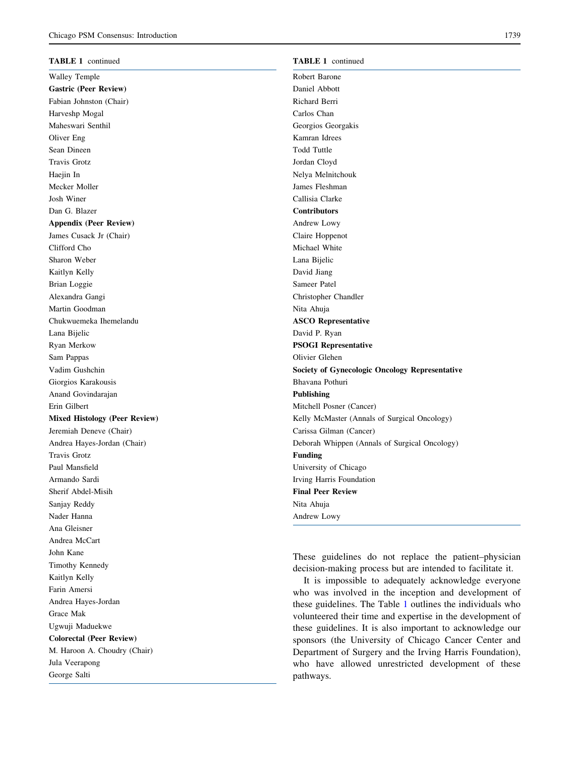**TABLE 1** continued

| |
|---|
| Walley Temple |
| **Gastric (Peer Review)** |
| Fabian Johnston (Chair) |
| Harveshp Mogal |
| Maheswari Senthil |
| Oliver Eng |
| Sean Dineen |
| Travis Grotz |
| Haejin In |
| Mecker Moller |
| Josh Winer |
| Dan G. Blazer |
| **Appendix (Peer Review)** |
| James Cusack Jr (Chair) |
| Clifford Cho |
| Sharon Weber |
| Kaitlyn Kelly |
| Brian Loggie |
| Alexandra Gangi |
| Martin Goodman |
| Chukwuemeka Ihemelandu |
| Lana Bijelic |
| Ryan Merkow |
| Sam Pappas |
| Vadim Gushchin |
| Giorgios Karakousis |
| Anand Govindarajan |
| Erin Gilbert |
| **Mixed Histology (Peer Review)** |
| Jeremiah Deneve (Chair) |
| Andrea Hayes-Jordan (Chair) |
| Travis Grotz |
| Paul Mansfield |
| Armando Sardi |
| Sherif Abdel-Misih |
| Sanjay Reddy |
| Nader Hanna |
| Ana Gleisner |
| Andrea McCart |
| John Kane |
| Timothy Kennedy |
| Kaitlyn Kelly |
| Farin Amersi |
| Andrea Hayes-Jordan |
| Grace Mak |
| Ugwuji Maduekwe |
| **Colorectal (Peer Review)** |
| M. Haroon A. Choudry (Chair) |
| Jula Veerapong |
| George Salti |

**TABLE 1** continued

| |
|---|
| Robert Barone |
| Daniel Abbott |
| Richard Berri |
| Carlos Chan |
| Georgios Georgakis |
| Kamran Idrees |
| Todd Tuttle |
| Jordan Cloyd |
| Nelya Melnitchouk |
| James Fleshman |
| Callisia Clarke |
| **Contributors** |
| Andrew Lowy |
| Claire Hoppenot |
| Michael White |
| Lana Bijelic |
| David Jiang |
| Sameer Patel |
| Christopher Chandler |
| Nita Ahuja |
| **ASCO Representative** |
| David P. Ryan |
| **PSOGI Representative** |
| Olivier Glehen |
| **Society of Gynecologic Oncology Representative** |
| Bhavana Pothuri |
| **Publishing** |
| Mitchell Posner (Cancer) |
| Kelly McMaster (Annals of Surgical Oncology) |
| Carissa Gilman (Cancer) |
| Deborah Whippen (Annals of Surgical Oncology) |
| **Funding** |
| University of Chicago |
| Irving Harris Foundation |
| **Final Peer Review** |
| Nita Ahuja |
| Andrew Lowy |

These guidelines do not replace the patient–physician decision-making process but are intended to facilitate it.

It is impossible to adequately acknowledge everyone who was involved in the inception and development of these guidelines. The Table 1 outlines the individuals who volunteered their time and expertise in the development of these guidelines. It is also important to acknowledge our sponsors (the University of Chicago Cancer Center and Department of Surgery and the Irving Harris Foundation), who have allowed unrestricted development of these pathways.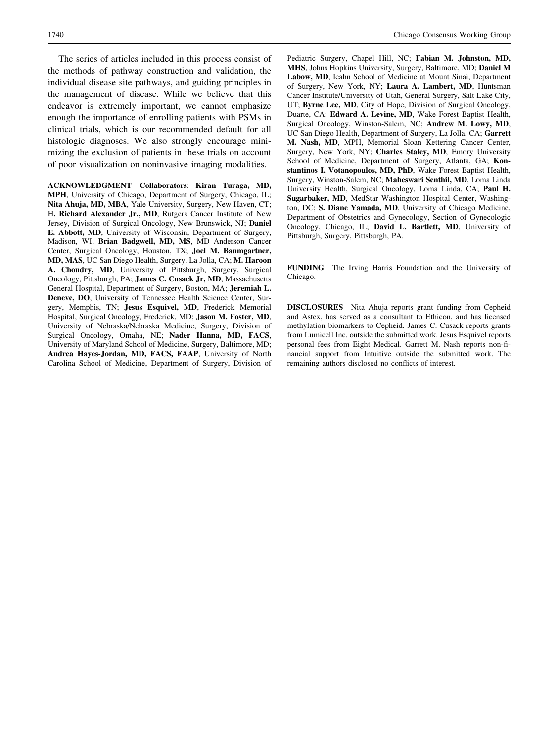The series of articles included in this process consist of the methods of pathway construction and validation, the individual disease site pathways, and guiding principles in the management of disease. While we believe that this endeavor is extremely important, we cannot emphasize enough the importance of enrolling patients with PSMs in clinical trials, which is our recommended default for all histologic diagnoses. We also strongly encourage minimizing the exclusion of patients in these trials on account of poor visualization on noninvasive imaging modalities.

**ACKNOWLEDGMENT Collaborators**: **Kiran Turaga, MD, MPH**, University of Chicago, Department of Surgery, Chicago, IL; **Nita Ahuja, MD, MBA**, Yale University, Surgery, New Haven, CT; **H. Richard Alexander Jr., MD**, Rutgers Cancer Institute of New Jersey, Division of Surgical Oncology, New Brunswick, NJ; **Daniel E. Abbott, MD**, University of Wisconsin, Department of Surgery, Madison, WI; **Brian Badgwell, MD, MS**, MD Anderson Cancer Center, Surgical Oncology, Houston, TX; **Joel M. Baumgartner, MD, MAS**, UC San Diego Health, Surgery, La Jolla, CA; **M. Haroon A. Choudry, MD**, University of Pittsburgh, Surgery, Surgical Oncology, Pittsburgh, PA; **James C. Cusack Jr, MD**, Massachusetts General Hospital, Department of Surgery, Boston, MA; **Jeremiah L. Deneve, DO**, University of Tennessee Health Science Center, Surgery, Memphis, TN; **Jesus Esquivel, MD**, Frederick Memorial Hospital, Surgical Oncology, Frederick, MD; **Jason M. Foster, MD**, University of Nebraska/Nebraska Medicine, Surgery, Division of Surgical Oncology, Omaha, NE; **Nader Hanna, MD, FACS**, University of Maryland School of Medicine, Surgery, Baltimore, MD; **Andrea Hayes-Jordan, MD, FACS, FAAP**, University of North Carolina School of Medicine, Department of Surgery, Division of Pediatric Surgery, Chapel Hill, NC; **Fabian M. Johnston, MD, MHS**, Johns Hopkins University, Surgery, Baltimore, MD; **Daniel M Labow, MD**, Icahn School of Medicine at Mount Sinai, Department of Surgery, New York, NY; **Laura A. Lambert, MD**, Huntsman Cancer Institute/University of Utah, General Surgery, Salt Lake City, UT; **Byrne Lee, MD**, City of Hope, Division of Surgical Oncology, Duarte, CA; **Edward A. Levine, MD**, Wake Forest Baptist Health, Surgical Oncology, Winston-Salem, NC; **Andrew M. Lowy, MD**, UC San Diego Health, Department of Surgery, La Jolla, CA; **Garrett M. Nash, MD**, MPH, Memorial Sloan Kettering Cancer Center, Surgery, New York, NY; **Charles Staley, MD**, Emory University School of Medicine, Department of Surgery, Atlanta, GA; **Konstantinos I. Votanopoulos, MD, PhD**, Wake Forest Baptist Health, Surgery, Winston-Salem, NC; **Maheswari Senthil, MD**, Loma Linda University Health, Surgical Oncology, Loma Linda, CA; **Paul H. Sugarbaker, MD**, MedStar Washington Hospital Center, Washington, DC; **S. Diane Yamada, MD**, University of Chicago Medicine, Department of Obstetrics and Gynecology, Section of Gynecologic Oncology, Chicago, IL; **David L. Bartlett, MD**, University of Pittsburgh, Surgery, Pittsburgh, PA.

**FUNDING** The Irving Harris Foundation and the University of Chicago.

**DISCLOSURES** Nita Ahuja reports grant funding from Cepheid and Astex, has served as a consultant to Ethicon, and has licensed methylation biomarkers to Cepheid. James C. Cusack reports grants from Lumicell Inc. outside the submitted work. Jesus Esquivel reports personal fees from Eight Medical. Garrett M. Nash reports non-financial support from Intuitive outside the submitted work. The remaining authors disclosed no conflicts of interest.